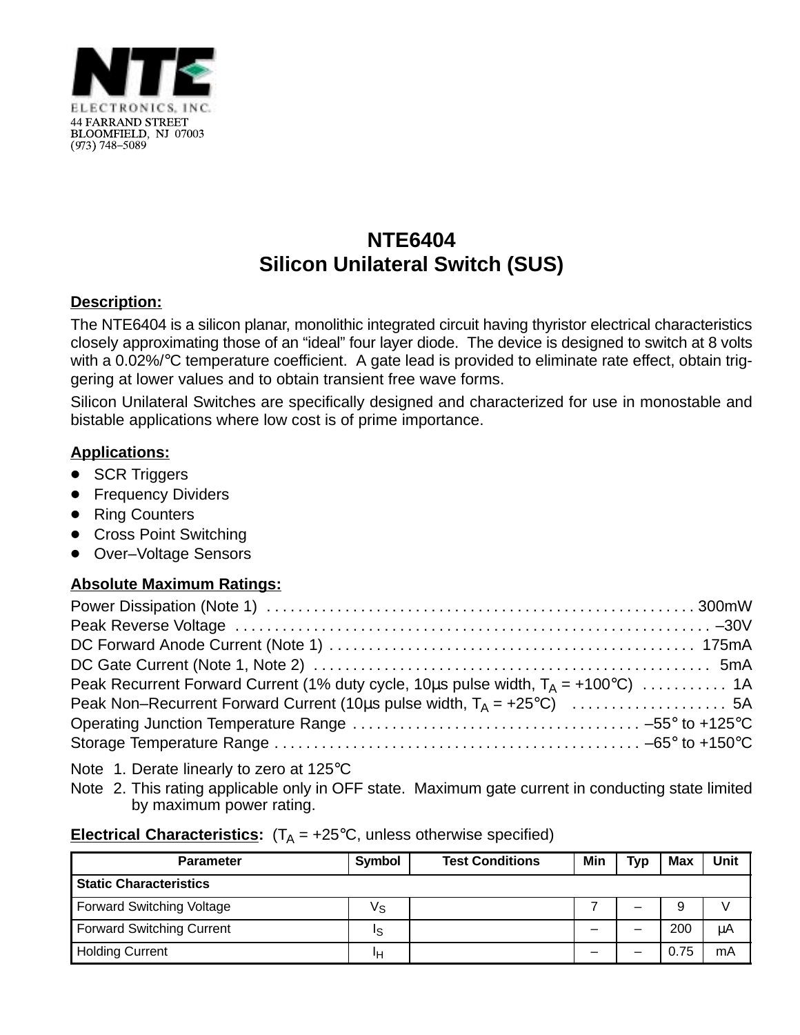NTE ELECTRONICS, INC.
44 FARRAND STREET
BLOOMFIELD, NJ 07003
(973) 748–5089

# NTE6404
# Silicon Unilateral Switch (SUS)

**Description:**

The NTE6404 is a silicon planar, monolithic integrated circuit having thyristor electrical characteristics closely approximating those of an “ideal” four layer diode. The device is designed to switch at 8 volts with a 0.02%/°C temperature coefficient. A gate lead is provided to eliminate rate effect, obtain triggering at lower values and to obtain transient free wave forms.

Silicon Unilateral Switches are specifically designed and characterized for use in monostable and bistable applications where low cost is of prime importance.

**Applications:**

- SCR Triggers
- Frequency Dividers
- Ring Counters
- Cross Point Switching
- Over–Voltage Sensors

**Absolute Maximum Ratings:**

Power Dissipation (Note 1) . . . . . . . . . . . . . . . . . . . . . . . . . . . . . . . . . . . . . . . . . . . . . . . . . . . . . 300mW
Peak Reverse Voltage . . . . . . . . . . . . . . . . . . . . . . . . . . . . . . . . . . . . . . . . . . . . . . . . . . . . . . . . . . . . –30V
DC Forward Anode Current (Note 1) . . . . . . . . . . . . . . . . . . . . . . . . . . . . . . . . . . . . . . . . . . . . . . 175mA
DC Gate Current (Note 1, Note 2) . . . . . . . . . . . . . . . . . . . . . . . . . . . . . . . . . . . . . . . . . . . . . . . . . . 5mA
Peak Recurrent Forward Current (1% duty cycle, 10µs pulse width, $T_A$ = +100°C) . . . . . . . . . . . 1A
Peak Non–Recurrent Forward Current (10µs pulse width, $T_A$ = +25°C) . . . . . . . . . . . . . . . . . . . . 5A
Operating Junction Temperature Range . . . . . . . . . . . . . . . . . . . . . . . . . . . . . . . . . . . . –55° to +125°C
Storage Temperature Range . . . . . . . . . . . . . . . . . . . . . . . . . . . . . . . . . . . . . . . . . . . . . . –65° to +150°C

Note 1. Derate linearly to zero at 125°C
Note 2. This rating applicable only in OFF state. Maximum gate current in conducting state limited by maximum power rating.

**Electrical Characteristics:** ($T_A$ = +25°C, unless otherwise specified)

| Parameter | Symbol | Test Conditions | Min | Typ | Max | Unit |
|---|---|---|---|---|---|---|
| **Static Characteristics** | | | | | | |
| Forward Switching Voltage | $V_S$ | | 7 | – | 9 | V |
| Forward Switching Current | $I_S$ | | – | – | 200 | µA |
| Holding Current | $I_H$ | | – | – | 0.75 | mA |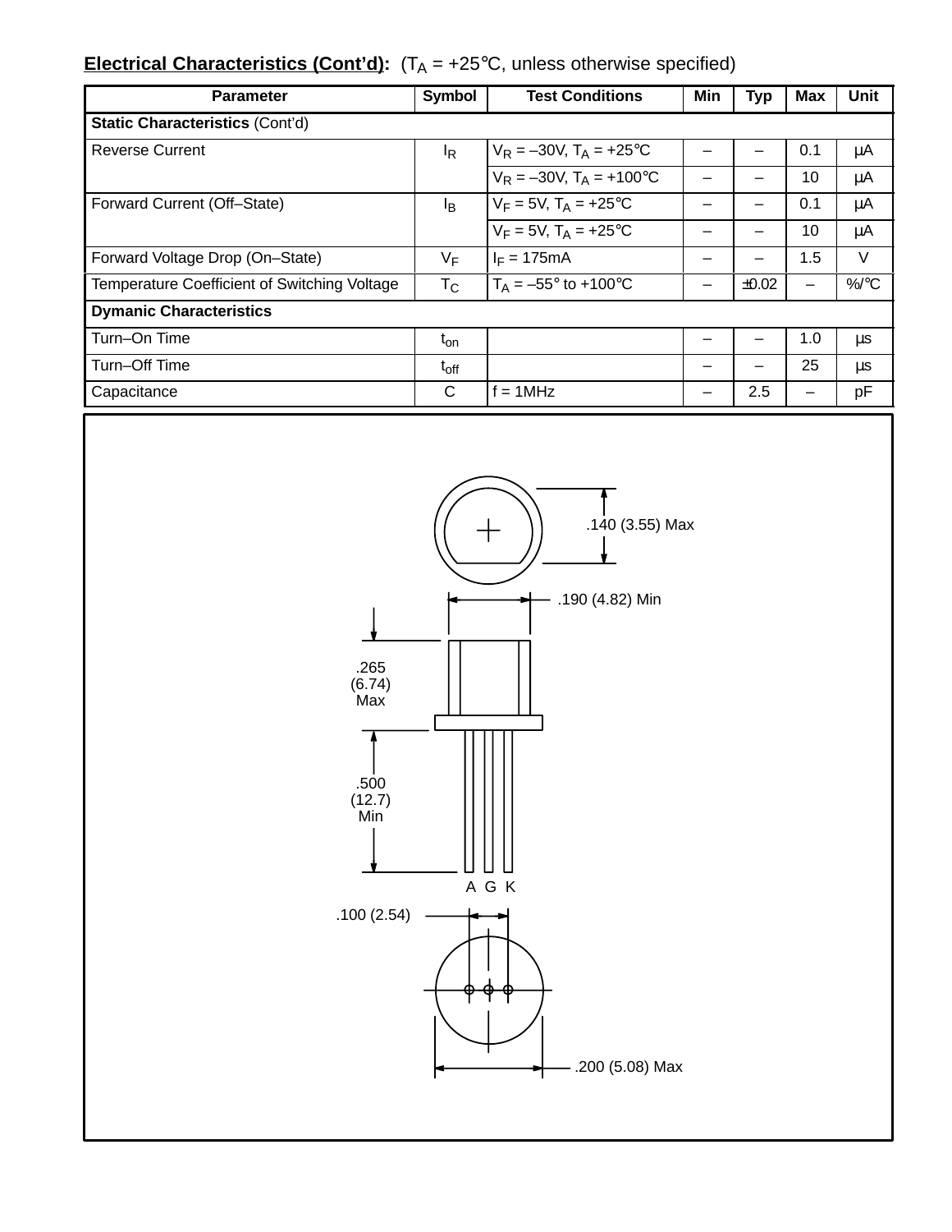**Electrical Characteristics (Cont'd):** ($T_A$ = +25°C, unless otherwise specified)

| Parameter | Symbol | Test Conditions | Min | Typ | Max | Unit |
|---|---|---|---|---|---|---|
| **Static Characteristics** (Cont'd) | | | | | | |
| Reverse Current | $I_R$ | $V_R$ = –30V, $T_A$ = +25°C | – | – | 0.1 | µA |
| | | $V_R$ = –30V, $T_A$ = +100°C | – | – | 10 | µA |
| Forward Current (Off–State) | $I_B$ | $V_F$ = 5V, $T_A$ = +25°C | – | – | 0.1 | µA |
| | | $V_F$ = 5V, $T_A$ = +25°C | – | – | 10 | µA |
| Forward Voltage Drop (On–State) | $V_F$ | $I_F$ = 175mA | – | – | 1.5 | V |
| Temperature Coefficient of Switching Voltage | $T_C$ | $T_A$ = –55° to +100°C | – | ±0.02 | – | %/°C |
| **Dymanic Characteristics** | | | | | | |
| Turn–On Time | $t_{on}$ | | – | – | 1.0 | µs |
| Turn–Off Time | $t_{off}$ | | – | – | 25 | µs |
| Capacitance | C | f = 1MHz | – | 2.5 | – | pF |

.140 (3.55) Max

.190 (4.82) Min

.265
(6.74)
Max

.500
(12.7)
Min

A G K

.100 (2.54)

.200 (5.08) Max